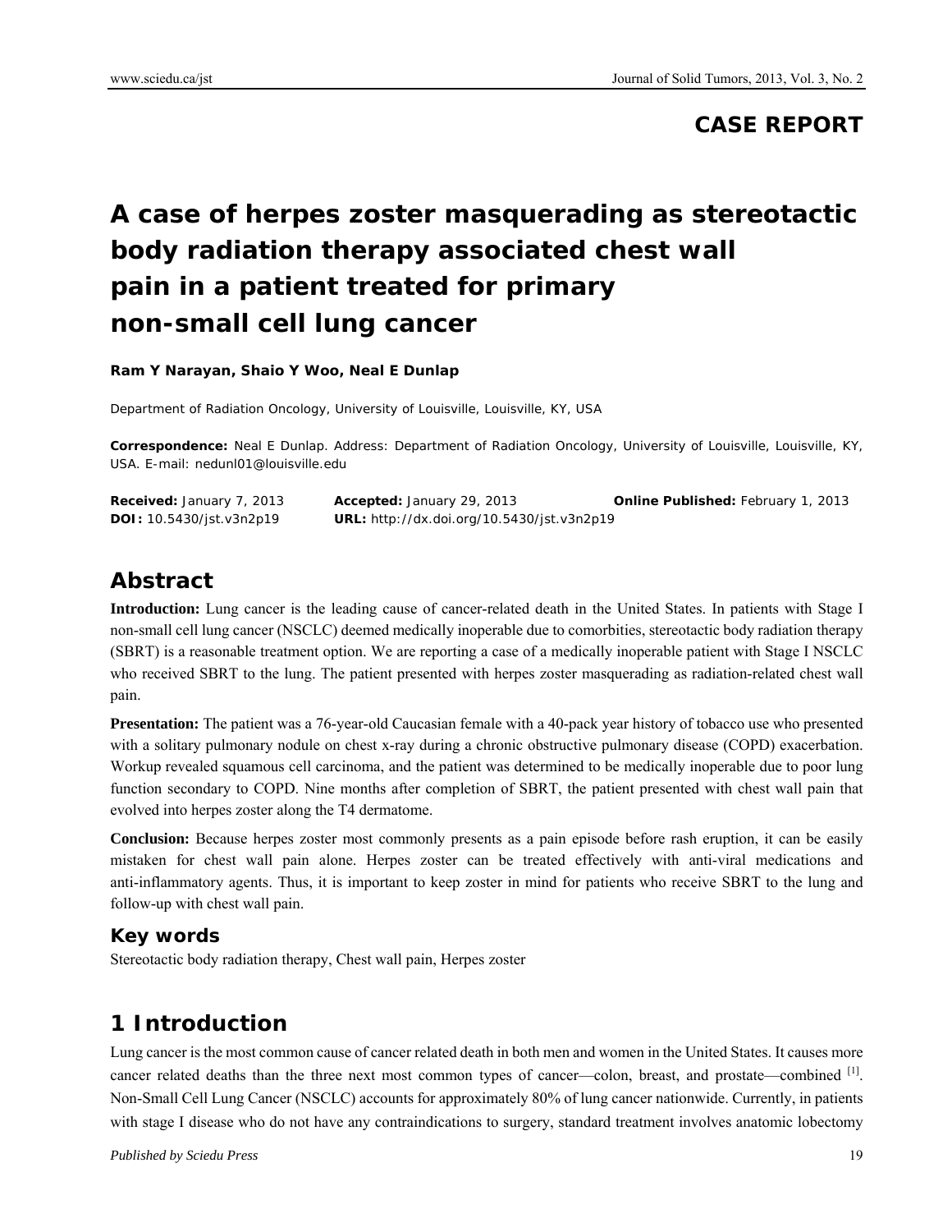**CASE REPORT**

# A case of herpes zoster masquerading as stereotactic body radiation therapy associated chest wall pain in a patient treated for primary non-small cell lung cancer

**Ram Y Narayan, Shaio Y Woo, Neal E Dunlap**

Department of Radiation Oncology, University of Louisville, Louisville, KY, USA

**Correspondence:** Neal E Dunlap. Address: Department of Radiation Oncology, University of Louisville, Louisville, KY, USA. E-mail: nedunl01@louisville.edu

**Received:** January 7, 2013 **Accepted:** January 29, 2013 **Online Published:** February 1, 2013
**DOI:** 10.5430/jst.v3n2p19 **URL:** http://dx.doi.org/10.5430/jst.v3n2p19

## Abstract

**Introduction:** Lung cancer is the leading cause of cancer-related death in the United States. In patients with Stage I non-small cell lung cancer (NSCLC) deemed medically inoperable due to comorbities, stereotactic body radiation therapy (SBRT) is a reasonable treatment option. We are reporting a case of a medically inoperable patient with Stage I NSCLC who received SBRT to the lung. The patient presented with herpes zoster masquerading as radiation-related chest wall pain.

**Presentation:** The patient was a 76-year-old Caucasian female with a 40-pack year history of tobacco use who presented with a solitary pulmonary nodule on chest x-ray during a chronic obstructive pulmonary disease (COPD) exacerbation. Workup revealed squamous cell carcinoma, and the patient was determined to be medically inoperable due to poor lung function secondary to COPD. Nine months after completion of SBRT, the patient presented with chest wall pain that evolved into herpes zoster along the T4 dermatome.

**Conclusion:** Because herpes zoster most commonly presents as a pain episode before rash eruption, it can be easily mistaken for chest wall pain alone. Herpes zoster can be treated effectively with anti-viral medications and anti-inflammatory agents. Thus, it is important to keep zoster in mind for patients who receive SBRT to the lung and follow-up with chest wall pain.

### Key words

Stereotactic body radiation therapy, Chest wall pain, Herpes zoster

## 1 Introduction

Lung cancer is the most common cause of cancer related death in both men and women in the United States. It causes more cancer related deaths than the three next most common types of cancer—colon, breast, and prostate—combined [1]. Non-Small Cell Lung Cancer (NSCLC) accounts for approximately 80% of lung cancer nationwide. Currently, in patients with stage I disease who do not have any contraindications to surgery, standard treatment involves anatomic lobectomy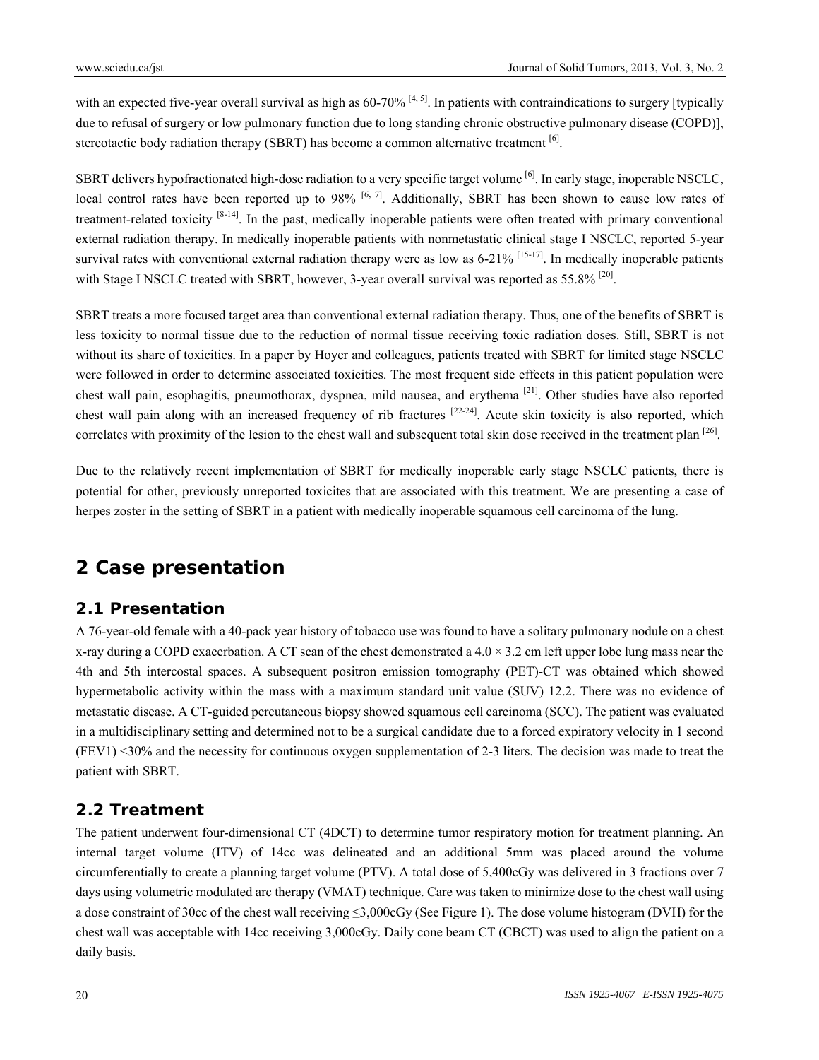with an expected five-year overall survival as high as 60-70% [4, 5]. In patients with contraindications to surgery [typically due to refusal of surgery or low pulmonary function due to long standing chronic obstructive pulmonary disease (COPD)], stereotactic body radiation therapy (SBRT) has become a common alternative treatment [6].

SBRT delivers hypofractionated high-dose radiation to a very specific target volume [6]. In early stage, inoperable NSCLC, local control rates have been reported up to 98% [6, 7]. Additionally, SBRT has been shown to cause low rates of treatment-related toxicity [8-14]. In the past, medically inoperable patients were often treated with primary conventional external radiation therapy. In medically inoperable patients with nonmetastatic clinical stage I NSCLC, reported 5-year survival rates with conventional external radiation therapy were as low as 6-21% [15-17]. In medically inoperable patients with Stage I NSCLC treated with SBRT, however, 3-year overall survival was reported as 55.8% [20].

SBRT treats a more focused target area than conventional external radiation therapy. Thus, one of the benefits of SBRT is less toxicity to normal tissue due to the reduction of normal tissue receiving toxic radiation doses. Still, SBRT is not without its share of toxicities. In a paper by Hoyer and colleagues, patients treated with SBRT for limited stage NSCLC were followed in order to determine associated toxicities. The most frequent side effects in this patient population were chest wall pain, esophagitis, pneumothorax, dyspnea, mild nausea, and erythema [21]. Other studies have also reported chest wall pain along with an increased frequency of rib fractures [22-24]. Acute skin toxicity is also reported, which correlates with proximity of the lesion to the chest wall and subsequent total skin dose received in the treatment plan [26].

Due to the relatively recent implementation of SBRT for medically inoperable early stage NSCLC patients, there is potential for other, previously unreported toxicites that are associated with this treatment. We are presenting a case of herpes zoster in the setting of SBRT in a patient with medically inoperable squamous cell carcinoma of the lung.

## 2 Case presentation

### 2.1 Presentation

A 76-year-old female with a 40-pack year history of tobacco use was found to have a solitary pulmonary nodule on a chest x-ray during a COPD exacerbation. A CT scan of the chest demonstrated a 4.0 × 3.2 cm left upper lobe lung mass near the 4th and 5th intercostal spaces. A subsequent positron emission tomography (PET)-CT was obtained which showed hypermetabolic activity within the mass with a maximum standard unit value (SUV) 12.2. There was no evidence of metastatic disease. A CT-guided percutaneous biopsy showed squamous cell carcinoma (SCC). The patient was evaluated in a multidisciplinary setting and determined not to be a surgical candidate due to a forced expiratory velocity in 1 second (FEV1) <30% and the necessity for continuous oxygen supplementation of 2-3 liters. The decision was made to treat the patient with SBRT.

### 2.2 Treatment

The patient underwent four-dimensional CT (4DCT) to determine tumor respiratory motion for treatment planning. An internal target volume (ITV) of 14cc was delineated and an additional 5mm was placed around the volume circumferentially to create a planning target volume (PTV). A total dose of 5,400cGy was delivered in 3 fractions over 7 days using volumetric modulated arc therapy (VMAT) technique. Care was taken to minimize dose to the chest wall using a dose constraint of 30cc of the chest wall receiving ≤3,000cGy (See Figure 1). The dose volume histogram (DVH) for the chest wall was acceptable with 14cc receiving 3,000cGy. Daily cone beam CT (CBCT) was used to align the patient on a daily basis.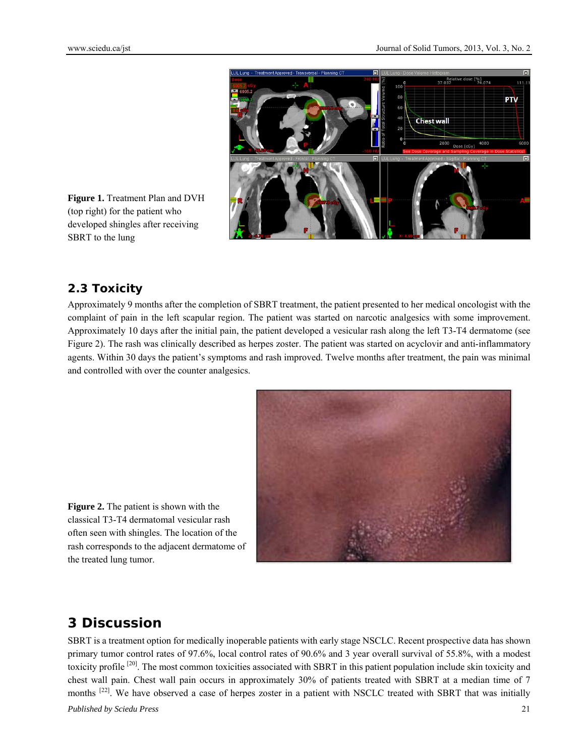Figure 1. Treatment Plan and DVH (top right) for the patient who developed shingles after receiving SBRT to the lung

## 2.3 Toxicity

Approximately 9 months after the completion of SBRT treatment, the patient presented to her medical oncologist with the complaint of pain in the left scapular region. The patient was started on narcotic analgesics with some improvement. Approximately 10 days after the initial pain, the patient developed a vesicular rash along the left T3-T4 dermatome (see Figure 2). The rash was clinically described as herpes zoster. The patient was started on acyclovir and anti-inflammatory agents. Within 30 days the patient's symptoms and rash improved. Twelve months after treatment, the pain was minimal and controlled with over the counter analgesics.

**Figure 2.** The patient is shown with the classical T3-T4 dermatomal vesicular rash often seen with shingles. The location of the rash corresponds to the adjacent dermatome of the treated lung tumor.

# 3 Discussion

SBRT is a treatment option for medically inoperable patients with early stage NSCLC. Recent prospective data has shown primary tumor control rates of 97.6%, local control rates of 90.6% and 3 year overall survival of 55.8%, with a modest toxicity profile [20]. The most common toxicities associated with SBRT in this patient population include skin toxicity and chest wall pain. Chest wall pain occurs in approximately 30% of patients treated with SBRT at a median time of 7 months [22]. We have observed a case of herpes zoster in a patient with NSCLC treated with SBRT that was initially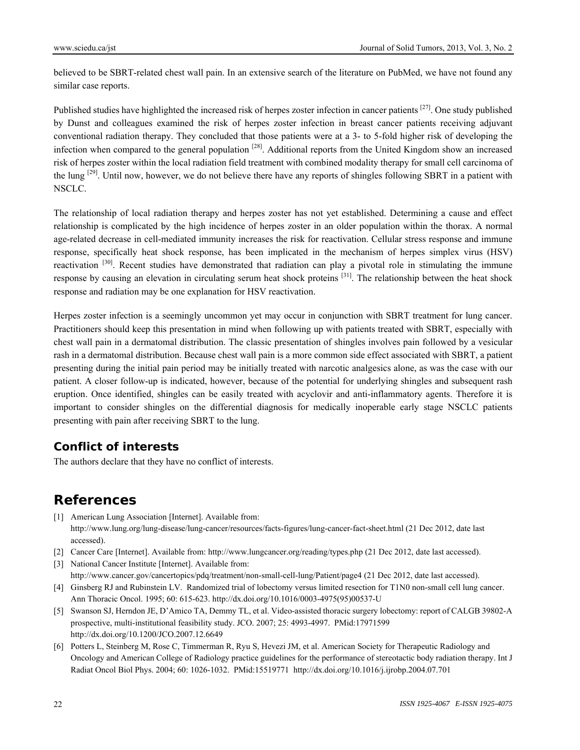believed to be SBRT-related chest wall pain. In an extensive search of the literature on PubMed, we have not found any similar case reports.

Published studies have highlighted the increased risk of herpes zoster infection in cancer patients [27]. One study published by Dunst and colleagues examined the risk of herpes zoster infection in breast cancer patients receiving adjuvant conventional radiation therapy. They concluded that those patients were at a 3- to 5-fold higher risk of developing the infection when compared to the general population [28]. Additional reports from the United Kingdom show an increased risk of herpes zoster within the local radiation field treatment with combined modality therapy for small cell carcinoma of the lung [29]. Until now, however, we do not believe there have any reports of shingles following SBRT in a patient with NSCLC.

The relationship of local radiation therapy and herpes zoster has not yet established. Determining a cause and effect relationship is complicated by the high incidence of herpes zoster in an older population within the thorax. A normal age-related decrease in cell-mediated immunity increases the risk for reactivation. Cellular stress response and immune response, specifically heat shock response, has been implicated in the mechanism of herpes simplex virus (HSV) reactivation [30]. Recent studies have demonstrated that radiation can play a pivotal role in stimulating the immune response by causing an elevation in circulating serum heat shock proteins [31]. The relationship between the heat shock response and radiation may be one explanation for HSV reactivation.

Herpes zoster infection is a seemingly uncommon yet may occur in conjunction with SBRT treatment for lung cancer. Practitioners should keep this presentation in mind when following up with patients treated with SBRT, especially with chest wall pain in a dermatomal distribution. The classic presentation of shingles involves pain followed by a vesicular rash in a dermatomal distribution. Because chest wall pain is a more common side effect associated with SBRT, a patient presenting during the initial pain period may be initially treated with narcotic analgesics alone, as was the case with our patient. A closer follow-up is indicated, however, because of the potential for underlying shingles and subsequent rash eruption. Once identified, shingles can be easily treated with acyclovir and anti-inflammatory agents. Therefore it is important to consider shingles on the differential diagnosis for medically inoperable early stage NSCLC patients presenting with pain after receiving SBRT to the lung.

### Conflict of interests

The authors declare that they have no conflict of interests.

## References

[1] American Lung Association [Internet]. Available from: http://www.lung.org/lung-disease/lung-cancer/resources/facts-figures/lung-cancer-fact-sheet.html (21 Dec 2012, date last accessed).

[2] Cancer Care [Internet]. Available from: http://www.lungcancer.org/reading/types.php (21 Dec 2012, date last accessed).

[3] National Cancer Institute [Internet]. Available from: http://www.cancer.gov/cancertopics/pdq/treatment/non-small-cell-lung/Patient/page4 (21 Dec 2012, date last accessed).

[4] Ginsberg RJ and Rubinstein LV. Randomized trial of lobectomy versus limited resection for T1N0 non-small cell lung cancer. Ann Thoracic Oncol. 1995; 60: 615-623. http://dx.doi.org/10.1016/0003-4975(95)00537-U

[5] Swanson SJ, Herndon JE, D'Amico TA, Demmy TL, et al. Video-assisted thoracic surgery lobectomy: report of CALGB 39802-A prospective, multi-institutional feasibility study. JCO. 2007; 25: 4993-4997. PMid:17971599 http://dx.doi.org/10.1200/JCO.2007.12.6649

[6] Potters L, Steinberg M, Rose C, Timmerman R, Ryu S, Hevezi JM, et al. American Society for Therapeutic Radiology and Oncology and American College of Radiology practice guidelines for the performance of stereotactic body radiation therapy. Int J Radiat Oncol Biol Phys. 2004; 60: 1026-1032. PMid:15519771 http://dx.doi.org/10.1016/j.ijrobp.2004.07.701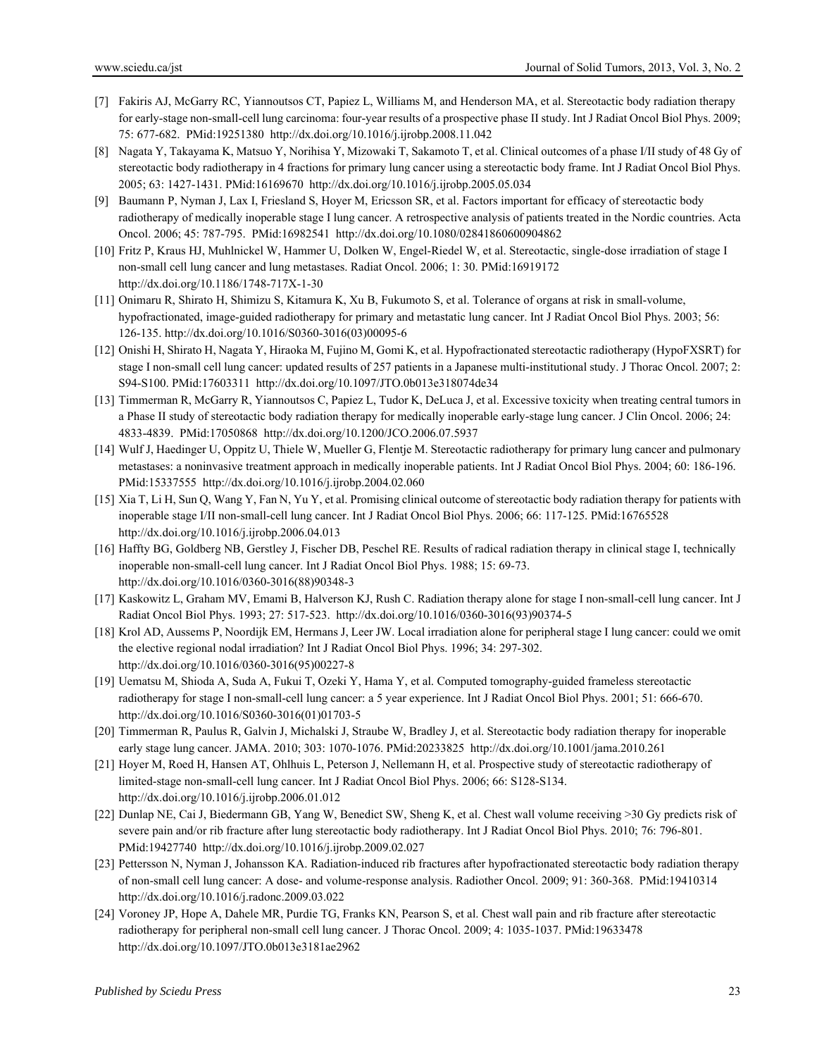[7] Fakiris AJ, McGarry RC, Yiannoutsos CT, Papiez L, Williams M, and Henderson MA, et al. Stereotactic body radiation therapy for early-stage non-small-cell lung carcinoma: four-year results of a prospective phase II study. Int J Radiat Oncol Biol Phys. 2009; 75: 677-682. PMid:19251380 http://dx.doi.org/10.1016/j.ijrobp.2008.11.042

[8] Nagata Y, Takayama K, Matsuo Y, Norihisa Y, Mizowaki T, Sakamoto T, et al. Clinical outcomes of a phase I/II study of 48 Gy of stereotactic body radiotherapy in 4 fractions for primary lung cancer using a stereotactic body frame. Int J Radiat Oncol Biol Phys. 2005; 63: 1427-1431. PMid:16169670 http://dx.doi.org/10.1016/j.ijrobp.2005.05.034

[9] Baumann P, Nyman J, Lax I, Friesland S, Hoyer M, Ericsson SR, et al. Factors important for efficacy of stereotactic body radiotherapy of medically inoperable stage I lung cancer. A retrospective analysis of patients treated in the Nordic countries. Acta Oncol. 2006; 45: 787-795. PMid:16982541 http://dx.doi.org/10.1080/02841860600904862

[10] Fritz P, Kraus HJ, Muhlnickel W, Hammer U, Dolken W, Engel-Riedel W, et al. Stereotactic, single-dose irradiation of stage I non-small cell lung cancer and lung metastases. Radiat Oncol. 2006; 1: 30. PMid:16919172 http://dx.doi.org/10.1186/1748-717X-1-30

[11] Onimaru R, Shirato H, Shimizu S, Kitamura K, Xu B, Fukumoto S, et al. Tolerance of organs at risk in small-volume, hypofractionated, image-guided radiotherapy for primary and metastatic lung cancer. Int J Radiat Oncol Biol Phys. 2003; 56: 126-135. http://dx.doi.org/10.1016/S0360-3016(03)00095-6

[12] Onishi H, Shirato H, Nagata Y, Hiraoka M, Fujino M, Gomi K, et al. Hypofractionated stereotactic radiotherapy (HypoFXSRT) for stage I non-small cell lung cancer: updated results of 257 patients in a Japanese multi-institutional study. J Thorac Oncol. 2007; 2: S94-S100. PMid:17603311 http://dx.doi.org/10.1097/JTO.0b013e318074de34

[13] Timmerman R, McGarry R, Yiannoutsos C, Papiez L, Tudor K, DeLuca J, et al. Excessive toxicity when treating central tumors in a Phase II study of stereotactic body radiation therapy for medically inoperable early-stage lung cancer. J Clin Oncol. 2006; 24: 4833-4839. PMid:17050868 http://dx.doi.org/10.1200/JCO.2006.07.5937

[14] Wulf J, Haedinger U, Oppitz U, Thiele W, Mueller G, Flentje M. Stereotactic radiotherapy for primary lung cancer and pulmonary metastases: a noninvasive treatment approach in medically inoperable patients. Int J Radiat Oncol Biol Phys. 2004; 60: 186-196. PMid:15337555 http://dx.doi.org/10.1016/j.ijrobp.2004.02.060

[15] Xia T, Li H, Sun Q, Wang Y, Fan N, Yu Y, et al. Promising clinical outcome of stereotactic body radiation therapy for patients with inoperable stage I/II non-small-cell lung cancer. Int J Radiat Oncol Biol Phys. 2006; 66: 117-125. PMid:16765528 http://dx.doi.org/10.1016/j.ijrobp.2006.04.013

[16] Haffty BG, Goldberg NB, Gerstley J, Fischer DB, Peschel RE. Results of radical radiation therapy in clinical stage I, technically inoperable non-small-cell lung cancer. Int J Radiat Oncol Biol Phys. 1988; 15: 69-73. http://dx.doi.org/10.1016/0360-3016(88)90348-3

[17] Kaskowitz L, Graham MV, Emami B, Halverson KJ, Rush C. Radiation therapy alone for stage I non-small-cell lung cancer. Int J Radiat Oncol Biol Phys. 1993; 27: 517-523. http://dx.doi.org/10.1016/0360-3016(93)90374-5

[18] Krol AD, Aussems P, Noordijk EM, Hermans J, Leer JW. Local irradiation alone for peripheral stage I lung cancer: could we omit the elective regional nodal irradiation? Int J Radiat Oncol Biol Phys. 1996; 34: 297-302. http://dx.doi.org/10.1016/0360-3016(95)00227-8

[19] Uematsu M, Shioda A, Suda A, Fukui T, Ozeki Y, Hama Y, et al. Computed tomography-guided frameless stereotactic radiotherapy for stage I non-small-cell lung cancer: a 5 year experience. Int J Radiat Oncol Biol Phys. 2001; 51: 666-670. http://dx.doi.org/10.1016/S0360-3016(01)01703-5

[20] Timmerman R, Paulus R, Galvin J, Michalski J, Straube W, Bradley J, et al. Stereotactic body radiation therapy for inoperable early stage lung cancer. JAMA. 2010; 303: 1070-1076. PMid:20233825 http://dx.doi.org/10.1001/jama.2010.261

[21] Hoyer M, Roed H, Hansen AT, Ohlhuis L, Peterson J, Nellemann H, et al. Prospective study of stereotactic radiotherapy of limited-stage non-small-cell lung cancer. Int J Radiat Oncol Biol Phys. 2006; 66: S128-S134. http://dx.doi.org/10.1016/j.ijrobp.2006.01.012

[22] Dunlap NE, Cai J, Biedermann GB, Yang W, Benedict SW, Sheng K, et al. Chest wall volume receiving >30 Gy predicts risk of severe pain and/or rib fracture after lung stereotactic body radiotherapy. Int J Radiat Oncol Biol Phys. 2010; 76: 796-801. PMid:19427740 http://dx.doi.org/10.1016/j.ijrobp.2009.02.027

[23] Pettersson N, Nyman J, Johansson KA. Radiation-induced rib fractures after hypofractionated stereotactic body radiation therapy of non-small cell lung cancer: A dose- and volume-response analysis. Radiother Oncol. 2009; 91: 360-368. PMid:19410314 http://dx.doi.org/10.1016/j.radonc.2009.03.022

[24] Voroney JP, Hope A, Dahele MR, Purdie TG, Franks KN, Pearson S, et al. Chest wall pain and rib fracture after stereotactic radiotherapy for peripheral non-small cell lung cancer. J Thorac Oncol. 2009; 4: 1035-1037. PMid:19633478 http://dx.doi.org/10.1097/JTO.0b013e3181ae2962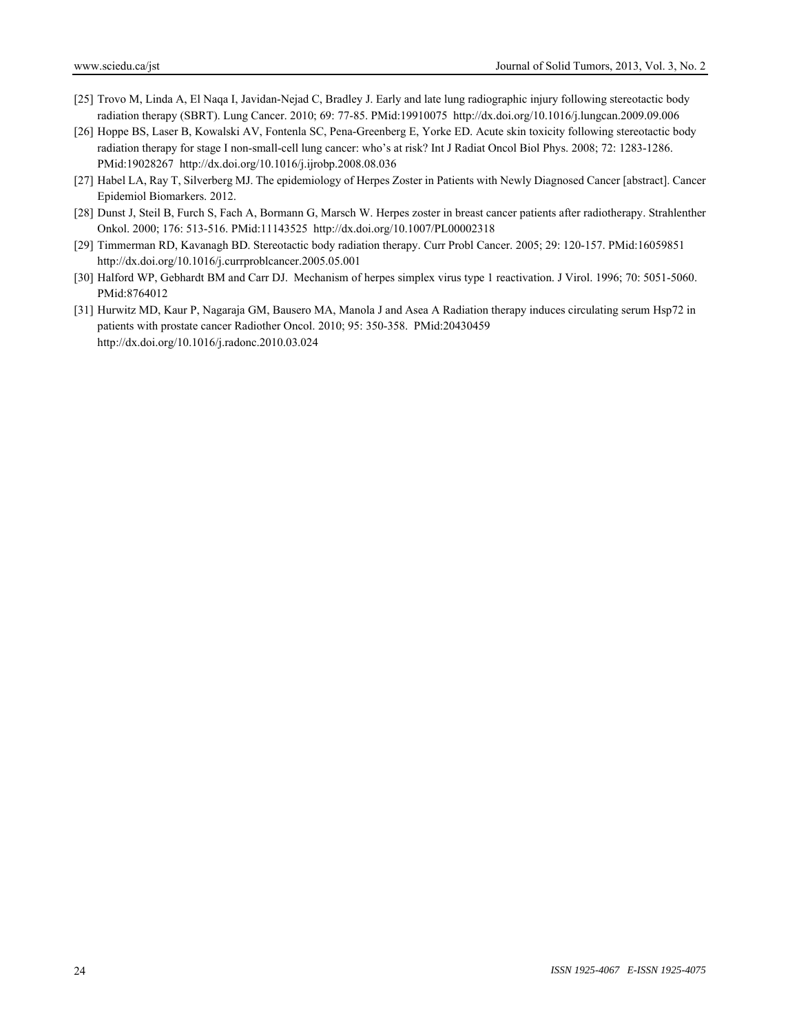[25] Trovo M, Linda A, El Naqa I, Javidan-Nejad C, Bradley J. Early and late lung radiographic injury following stereotactic body radiation therapy (SBRT). Lung Cancer. 2010; 69: 77-85. PMid:19910075 http://dx.doi.org/10.1016/j.lungcan.2009.09.006

[26] Hoppe BS, Laser B, Kowalski AV, Fontenla SC, Pena-Greenberg E, Yorke ED. Acute skin toxicity following stereotactic body radiation therapy for stage I non-small-cell lung cancer: who's at risk? Int J Radiat Oncol Biol Phys. 2008; 72: 1283-1286. PMid:19028267 http://dx.doi.org/10.1016/j.ijrobp.2008.08.036

[27] Habel LA, Ray T, Silverberg MJ. The epidemiology of Herpes Zoster in Patients with Newly Diagnosed Cancer [abstract]. Cancer Epidemiol Biomarkers. 2012.

[28] Dunst J, Steil B, Furch S, Fach A, Bormann G, Marsch W. Herpes zoster in breast cancer patients after radiotherapy. Strahlenther Onkol. 2000; 176: 513-516. PMid:11143525 http://dx.doi.org/10.1007/PL00002318

[29] Timmerman RD, Kavanagh BD. Stereotactic body radiation therapy. Curr Probl Cancer. 2005; 29: 120-157. PMid:16059851 http://dx.doi.org/10.1016/j.currproblcancer.2005.05.001

[30] Halford WP, Gebhardt BM and Carr DJ. Mechanism of herpes simplex virus type 1 reactivation. J Virol. 1996; 70: 5051-5060. PMid:8764012

[31] Hurwitz MD, Kaur P, Nagaraja GM, Bausero MA, Manola J and Asea A Radiation therapy induces circulating serum Hsp72 in patients with prostate cancer Radiother Oncol. 2010; 95: 350-358. PMid:20430459 http://dx.doi.org/10.1016/j.radonc.2010.03.024